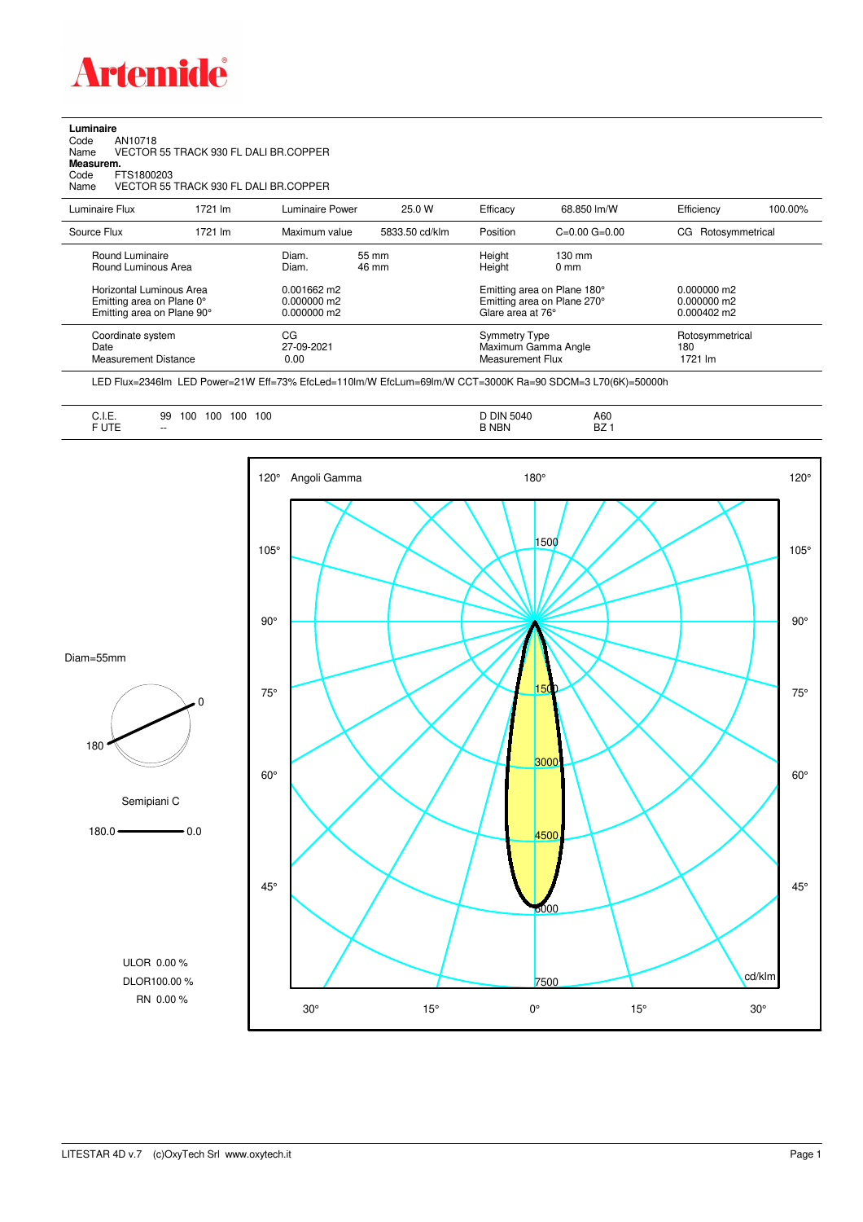# Artemide

**Luminaire**
Code AN10718
Name VECTOR 55 TRACK 930 FL DALI BR.COPPER
**Measurem.**
Code FTS1800203
Name VECTOR 55 TRACK 930 FL DALI BR.COPPER

| Luminaire Flux | 1721 lm | Luminaire Power | 25.0 W | Efficacy | 68.850 lm/W | Efficiency | 100.00% |
|---|---|---|---|---|---|---|---|
| Source Flux | 1721 lm | Maximum value | 5833.50 cd/klm | Position | C=0.00 G=0.00 | CG | Rotosymmetrical |

| | | | | |
|---|---|---|---|---|
| Round Luminaire | Diam. 55 mm | Height | 130 mm | |
| Round Luminous Area | Diam. 46 mm | Height | 0 mm | |
| Horizontal Luminous Area | 0.001662 m2 | Emitting area on Plane 180° | | 0.000000 m2 |
| Emitting area on Plane 0° | 0.000000 m2 | Emitting area on Plane 270° | | 0.000000 m2 |
| Emitting area on Plane 90° | 0.000000 m2 | Glare area at 76° | | 0.000402 m2 |
| Coordinate system | CG | Symmetry Type | | Rotosymmetrical |
| Date | 27-09-2021 | Maximum Gamma Angle | | 180 |
| Measurement Distance | 0.00 | Measurement Flux | | 1721 lm |

LED Flux=2346lm LED Power=21W Eff=73% EfcLed=110lm/W EfcLum=69lm/W CCT=3000K Ra=90 SDCM=3 L70(6K)=50000h

| | | | |
|---|---|---|---|
| C.I.E. | 99 100 100 100 100 | D DIN 5040 | A60 |
| F UTE | -- | B NBN | BZ 1 |

Diam=55mm

Semipiani C

180.0 — 0.0

ULOR 0.00 %
DLOR100.00 %
RN 0.00 %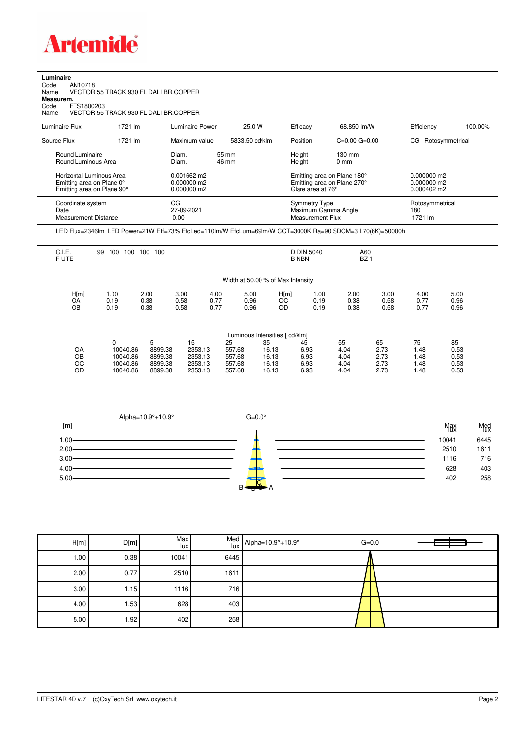**Artemide**

**Luminaire**
Code AN10718
Name VECTOR 55 TRACK 930 FL DALI BR.COPPER
**Measurem.**
Code FTS1800203
Name VECTOR 55 TRACK 930 FL DALI BR.COPPER

| | | | | | | | |
|---|---|---|---|---|---|---|---|
| Luminaire Flux | 1721 lm | Luminaire Power | 25.0 W | Efficacy | 68.850 lm/W | Efficiency | 100.00% |
| Source Flux | 1721 lm | Maximum value | 5833.50 cd/klm | Position | C=0.00 G=0.00 | CG Rotosymmetrical | |

| | | | | | |
|---|---|---|---|---|---|
| Round Luminaire | Diam. | 55 mm | Height | 130 mm | |
| Round Luminous Area | Diam. | 46 mm | Height | 0 mm | |
| Horizontal Luminous Area | 0.001662 m2 | | Emitting area on Plane 180° | | 0.000000 m2 |
| Emitting area on Plane 0° | 0.000000 m2 | | Emitting area on Plane 270° | | 0.000000 m2 |
| Emitting area on Plane 90° | 0.000000 m2 | | Glare area at 76° | | 0.000402 m2 |
| Coordinate system | CG | | Symmetry Type | | Rotosymmetrical |
| Date | 27-09-2021 | | Maximum Gamma Angle | | 180 |
| Measurement Distance | 0.00 | | Measurement Flux | | 1721 lm |

LED Flux=2346lm LED Power=21W Eff=73% EfcLed=110lm/W EfcLum=69lm/W CCT=3000K Ra=90 SDCM=3 L70(6K)=50000h

| | | | |
|---|---|---|---|
| C.I.E. | 99 100 100 100 100 | D DIN 5040 | A60 |
| F UTE | -- | B NBN | BZ 1 |

Width at 50.00 % of Max Intensity

| H[m] | 1.00 | 2.00 | 3.00 | 4.00 | 5.00 | H[m] | 1.00 | 2.00 | 3.00 | 4.00 | 5.00 |
|---|---|---|---|---|---|---|---|---|---|---|---|
| OA | 0.19 | 0.38 | 0.58 | 0.77 | 0.96 | OC | 0.19 | 0.38 | 0.58 | 0.77 | 0.96 |
| OB | 0.19 | 0.38 | 0.58 | 0.77 | 0.96 | OD | 0.19 | 0.38 | 0.58 | 0.77 | 0.96 |

Luminous Intensities [ cd/klm]

| | 0 | 5 | 15 | 25 | 35 | 45 | 55 | 65 | 75 | 85 |
|---|---|---|---|---|---|---|---|---|---|---|
| OA | 10040.86 | 8899.38 | 2353.13 | 557.68 | 16.13 | 6.93 | 4.04 | 2.73 | 1.48 | 0.53 |
| OB | 10040.86 | 8899.38 | 2353.13 | 557.68 | 16.13 | 6.93 | 4.04 | 2.73 | 1.48 | 0.53 |
| OC | 10040.86 | 8899.38 | 2353.13 | 557.68 | 16.13 | 6.93 | 4.04 | 2.73 | 1.48 | 0.53 |
| OD | 10040.86 | 8899.38 | 2353.13 | 557.68 | 16.13 | 6.93 | 4.04 | 2.73 | 1.48 | 0.53 |

Alpha=10.9°+10.9°
G=0.0°
[m]
1.00
2.00
3.00
4.00
5.00
B D C A
Max lux: 10041, 2510, 1116, 628, 402
Med lux: 6445, 1611, 716, 403, 258

| H[m] | D[m] | Max lux | Med lux | Alpha=10.9°+10.9° G=0.0 |
|---|---|---|---|---|
| 1.00 | 0.38 | 10041 | 6445 | |
| 2.00 | 0.77 | 2510 | 1611 | |
| 3.00 | 1.15 | 1116 | 716 | |
| 4.00 | 1.53 | 628 | 403 | |
| 5.00 | 1.92 | 402 | 258 | |

LITESTAR 4D v.7 (c)OxyTech Srl www.oxytech.it